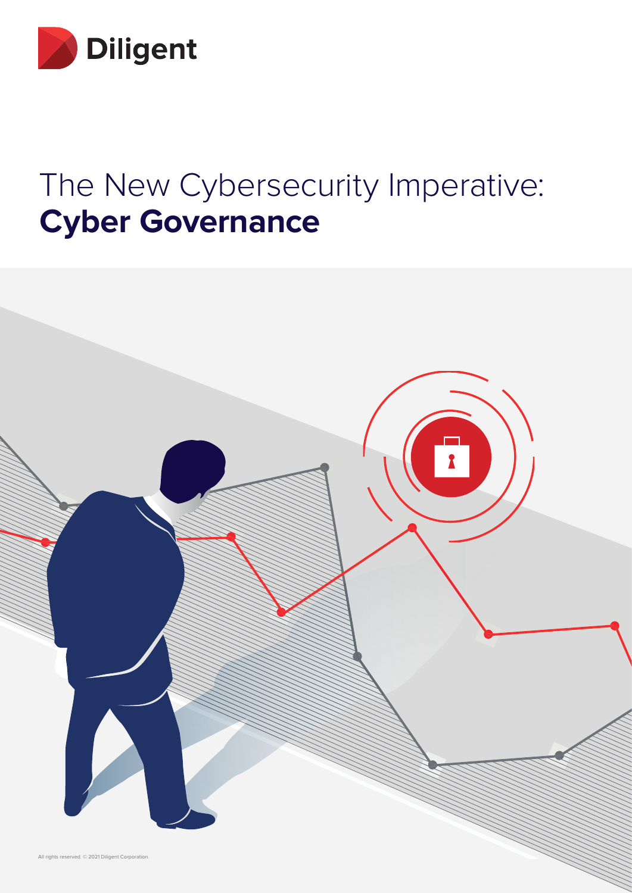Diligent

# The New Cybersecurity Imperative: **Cyber Governance**

All rights reserved. © 2021 Diligent Corporation.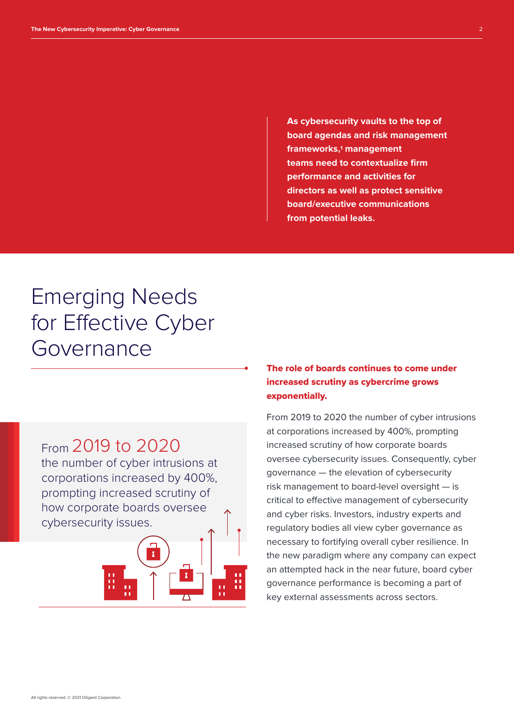**As cybersecurity vaults to the top of board agendas and risk management frameworks,[1] management teams need to contextualize firm performance and activities for directors as well as protect sensitive board/executive communications from potential leaks.**

# Emerging Needs for Effective Cyber Governance

From 2019 to 2020 the number of cyber intrusions at corporations increased by 400%, prompting increased scrutiny of how corporate boards oversee cybersecurity issues.

**The role of boards continues to come under increased scrutiny as cybercrime grows exponentially.**

From 2019 to 2020 the number of cyber intrusions at corporations increased by 400%, prompting increased scrutiny of how corporate boards oversee cybersecurity issues. Consequently, cyber governance — the elevation of cybersecurity risk management to board-level oversight — is critical to effective management of cybersecurity and cyber risks. Investors, industry experts and regulatory bodies all view cyber governance as necessary to fortifying overall cyber resilience. In the new paradigm where any company can expect an attempted hack in the near future, board cyber governance performance is becoming a part of key external assessments across sectors.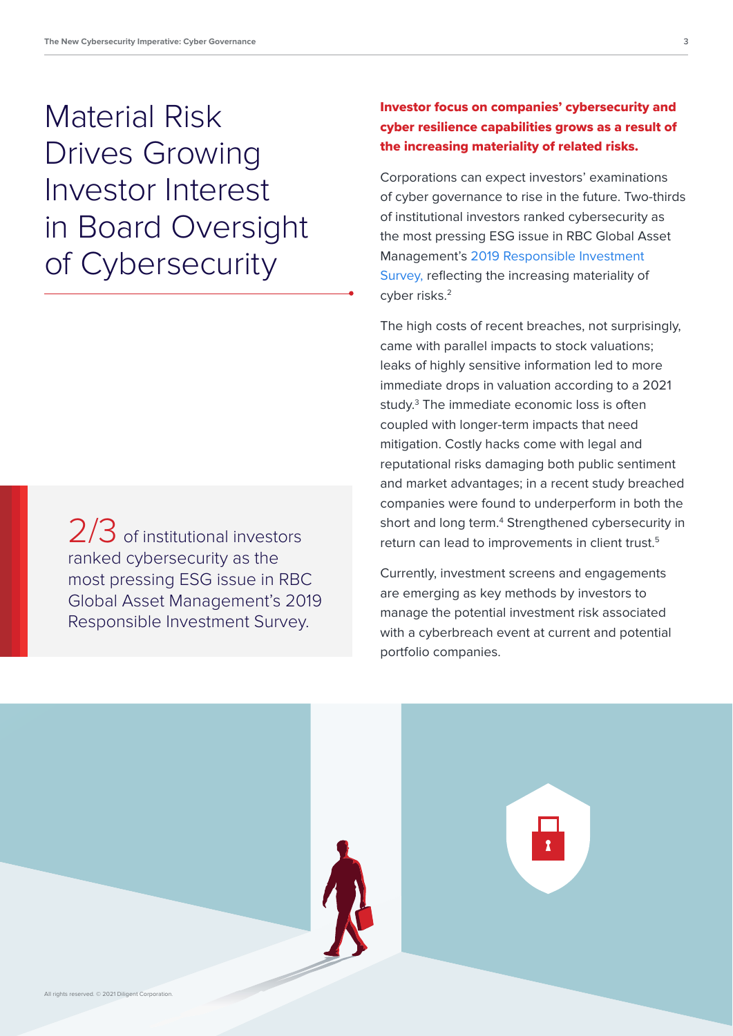# Material Risk Drives Growing Investor Interest in Board Oversight of Cybersecurity

2/3 of institutional investors ranked cybersecurity as the most pressing ESG issue in RBC Global Asset Management's 2019 Responsible Investment Survey.

**Investor focus on companies' cybersecurity and cyber resilience capabilities grows as a result of the increasing materiality of related risks.**

Corporations can expect investors' examinations of cyber governance to rise in the future. Two-thirds of institutional investors ranked cybersecurity as the most pressing ESG issue in RBC Global Asset Management's 2019 Responsible Investment Survey, reflecting the increasing materiality of cyber risks.[2]

The high costs of recent breaches, not surprisingly, came with parallel impacts to stock valuations; leaks of highly sensitive information led to more immediate drops in valuation according to a 2021 study.[3] The immediate economic loss is often coupled with longer-term impacts that need mitigation. Costly hacks come with legal and reputational risks damaging both public sentiment and market advantages; in a recent study breached companies were found to underperform in both the short and long term.[4] Strengthened cybersecurity in return can lead to improvements in client trust.[5]

Currently, investment screens and engagements are emerging as key methods by investors to manage the potential investment risk associated with a cyberbreach event at current and potential portfolio companies.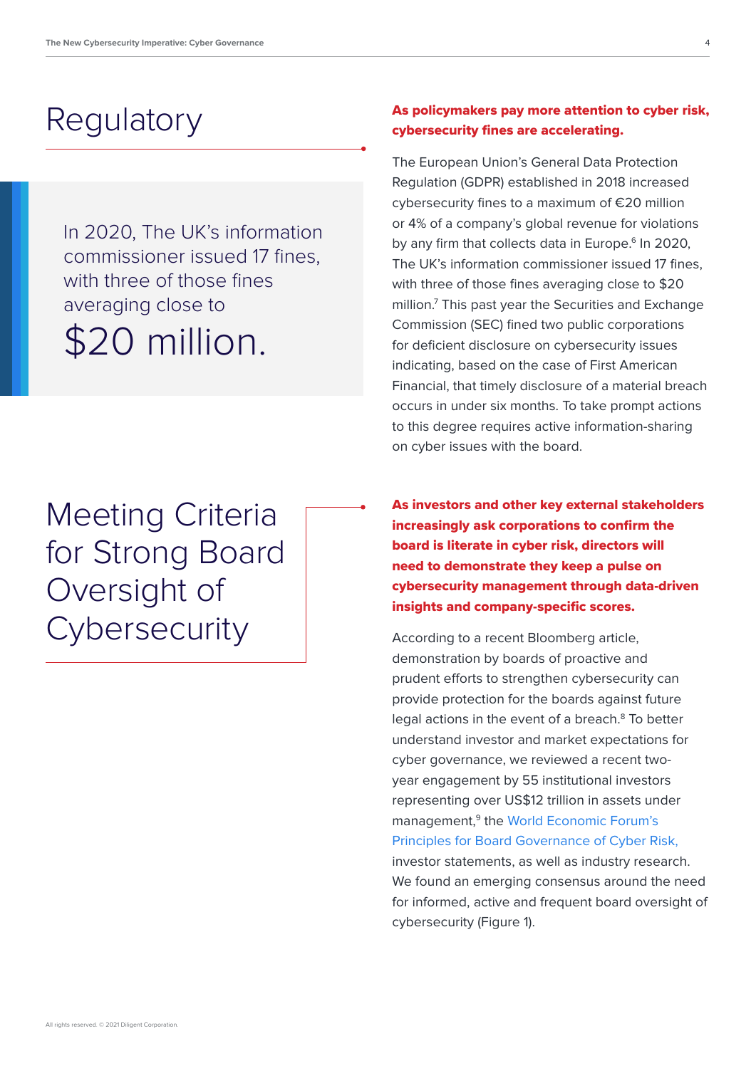# Regulatory

In 2020, The UK's information commissioner issued 17 fines, with three of those fines averaging close to

$20 million.

**As policymakers pay more attention to cyber risk, cybersecurity fines are accelerating.**

The European Union's General Data Protection Regulation (GDPR) established in 2018 increased cybersecurity fines to a maximum of €20 million or 4% of a company's global revenue for violations by any firm that collects data in Europe.[6] In 2020, The UK's information commissioner issued 17 fines, with three of those fines averaging close to $20 million.[7] This past year the Securities and Exchange Commission (SEC) fined two public corporations for deficient disclosure on cybersecurity issues indicating, based on the case of First American Financial, that timely disclosure of a material breach occurs in under six months. To take prompt actions to this degree requires active information-sharing on cyber issues with the board.

# Meeting Criteria for Strong Board Oversight of Cybersecurity

**As investors and other key external stakeholders increasingly ask corporations to confirm the board is literate in cyber risk, directors will need to demonstrate they keep a pulse on cybersecurity management through data-driven insights and company-specific scores.**

According to a recent Bloomberg article, demonstration by boards of proactive and prudent efforts to strengthen cybersecurity can provide protection for the boards against future legal actions in the event of a breach.[8] To better understand investor and market expectations for cyber governance, we reviewed a recent two-year engagement by 55 institutional investors representing over US$12 trillion in assets under management,[9] the World Economic Forum's Principles for Board Governance of Cyber Risk, investor statements, as well as industry research. We found an emerging consensus around the need for informed, active and frequent board oversight of cybersecurity (Figure 1).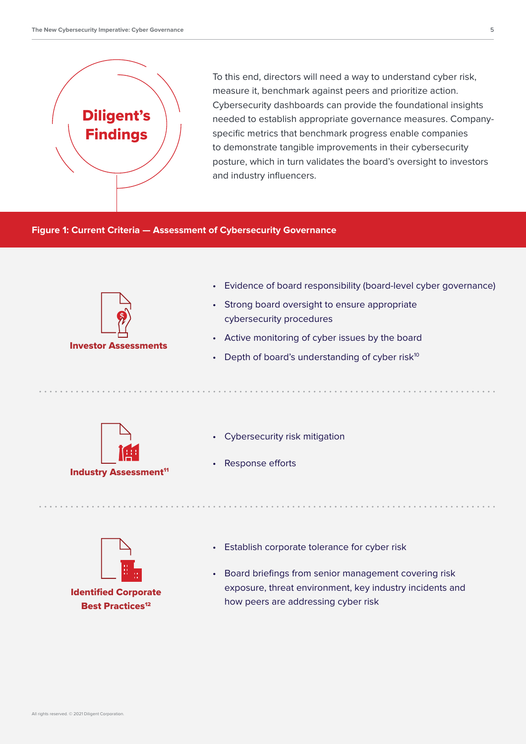## Diligent's Findings

To this end, directors will need a way to understand cyber risk, measure it, benchmark against peers and prioritize action. Cybersecurity dashboards can provide the foundational insights needed to establish appropriate governance measures. Company-specific metrics that benchmark progress enable companies to demonstrate tangible improvements in their cybersecurity posture, which in turn validates the board's oversight to investors and industry influencers.

**Figure 1: Current Criteria — Assessment of Cybersecurity Governance**

**Investor Assessments**

- Evidence of board responsibility (board-level cyber governance)
- Strong board oversight to ensure appropriate cybersecurity procedures
- Active monitoring of cyber issues by the board
- Depth of board's understanding of cyber risk[10]

**Industry Assessment[11]**

- Cybersecurity risk mitigation
- Response efforts

**Identified Corporate Best Practices[12]**

- Establish corporate tolerance for cyber risk
- Board briefings from senior management covering risk exposure, threat environment, key industry incidents and how peers are addressing cyber risk

All rights reserved. © 2021 Diligent Corporation.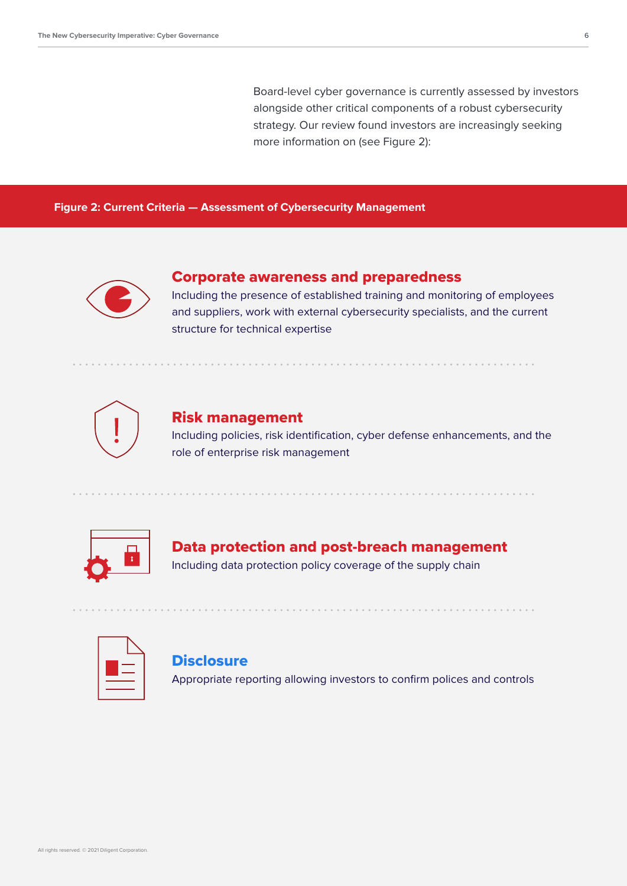Board-level cyber governance is currently assessed by investors alongside other critical components of a robust cybersecurity strategy. Our review found investors are increasingly seeking more information on (see Figure 2):

**Figure 2: Current Criteria — Assessment of Cybersecurity Management**

### Corporate awareness and preparedness

Including the presence of established training and monitoring of employees and suppliers, work with external cybersecurity specialists, and the current structure for technical expertise

### Risk management

Including policies, risk identification, cyber defense enhancements, and the role of enterprise risk management

### Data protection and post-breach management

Including data protection policy coverage of the supply chain

### Disclosure

Appropriate reporting allowing investors to confirm polices and controls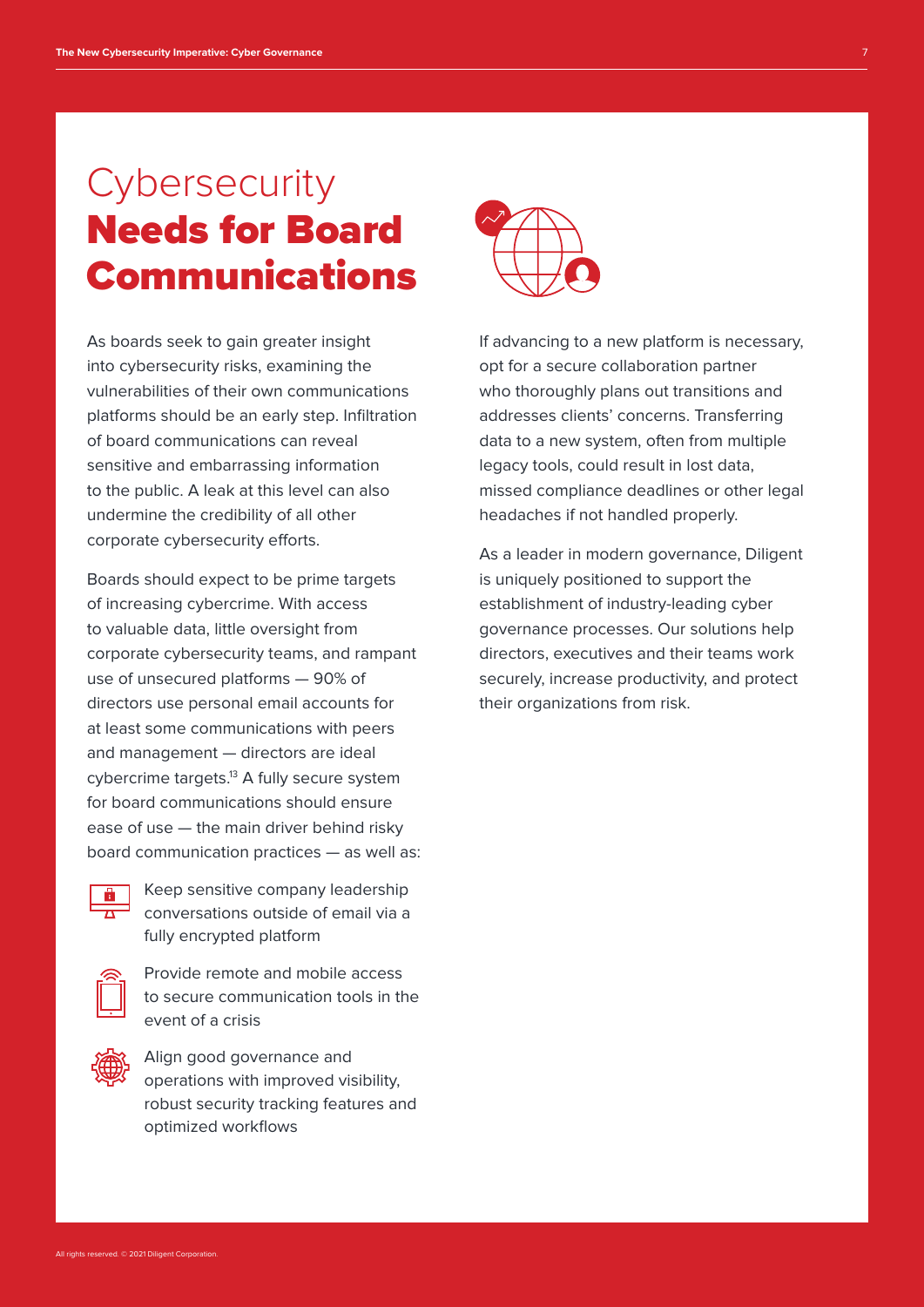# Cybersecurity Needs for Board Communications

As boards seek to gain greater insight into cybersecurity risks, examining the vulnerabilities of their own communications platforms should be an early step. Infiltration of board communications can reveal sensitive and embarrassing information to the public. A leak at this level can also undermine the credibility of all other corporate cybersecurity efforts.

Boards should expect to be prime targets of increasing cybercrime. With access to valuable data, little oversight from corporate cybersecurity teams, and rampant use of unsecured platforms — 90% of directors use personal email accounts for at least some communications with peers and management — directors are ideal cybercrime targets.[13] A fully secure system for board communications should ensure ease of use — the main driver behind risky board communication practices — as well as:

- Keep sensitive company leadership conversations outside of email via a fully encrypted platform
- Provide remote and mobile access to secure communication tools in the event of a crisis
- Align good governance and operations with improved visibility, robust security tracking features and optimized workflows

If advancing to a new platform is necessary, opt for a secure collaboration partner who thoroughly plans out transitions and addresses clients' concerns. Transferring data to a new system, often from multiple legacy tools, could result in lost data, missed compliance deadlines or other legal headaches if not handled properly.

As a leader in modern governance, Diligent is uniquely positioned to support the establishment of industry-leading cyber governance processes. Our solutions help directors, executives and their teams work securely, increase productivity, and protect their organizations from risk.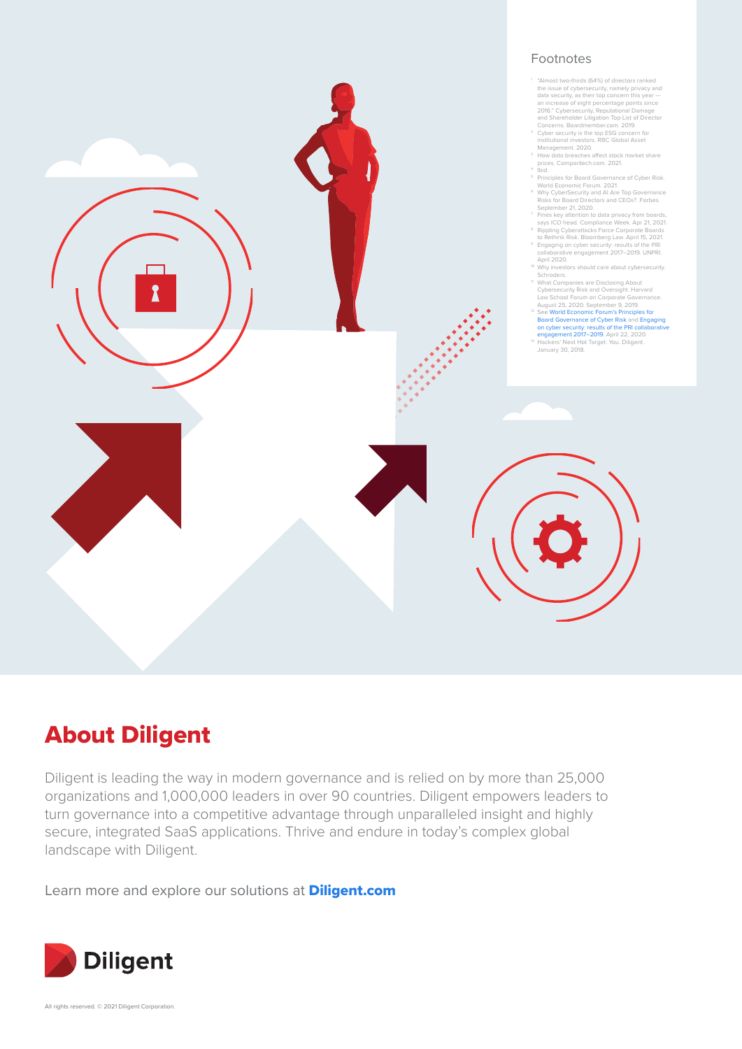## Footnotes

1. "Almost two-thirds (64%) of directors ranked the issue of cybersecurity, namely privacy and data security, as their top concern this year — an increase of eight percentage points since 2016." Cybersecurity, Reputational Damage and Shareholder Litigation Top List of Director Concerns. Boardmember.com. 2019.
2. Cyber security is the top ESG concern for institutional investors. RBC Global Asset Management. 2020.
3. How data breaches affect stock market share prices. Comparitech.com. 2021.
4. Ibid.
5. Principles for Board Governance of Cyber Risk. World Economic Forum. 2021.
6. Why CyberSecurity and AI Are Top Governance Risks for Board Directors and CEOs?. Forbes. September 21, 2020.
7. Fines key attention to data privacy from boards, says ICO head. Compliance Week. Apr 21, 2021.
8. Rippling Cyberattacks Force Corporate Boards to Rethink Risk. Bloomberg Law. April 15, 2021.
9. Engaging on cyber security: results of the PRI collaborative engagement 2017–2019. UNPRI. April 2020.
10. Why investors should care about cybersecurity. Schroders.
11. What Companies are Disclosing About Cybersecurity Risk and Oversight. Harvard Law School Forum on Corporate Governance. August 25, 2020. September 9, 2019.
12. See World Economic Forum's Principles for Board Governance of Cyber Risk and Engaging on cyber security: results of the PRI collaborative engagement 2017–2019. April 22, 2020.
13. Hackers' Next Hot Target: You. Diligent. January 30, 2018.

# About Diligent

Diligent is leading the way in modern governance and is relied on by more than 25,000 organizations and 1,000,000 leaders in over 90 countries. Diligent empowers leaders to turn governance into a competitive advantage through unparalleled insight and highly secure, integrated SaaS applications. Thrive and endure in today's complex global landscape with Diligent.

Learn more and explore our solutions at **Diligent.com**

Diligent

All rights reserved. © 2021 Diligent Corporation.